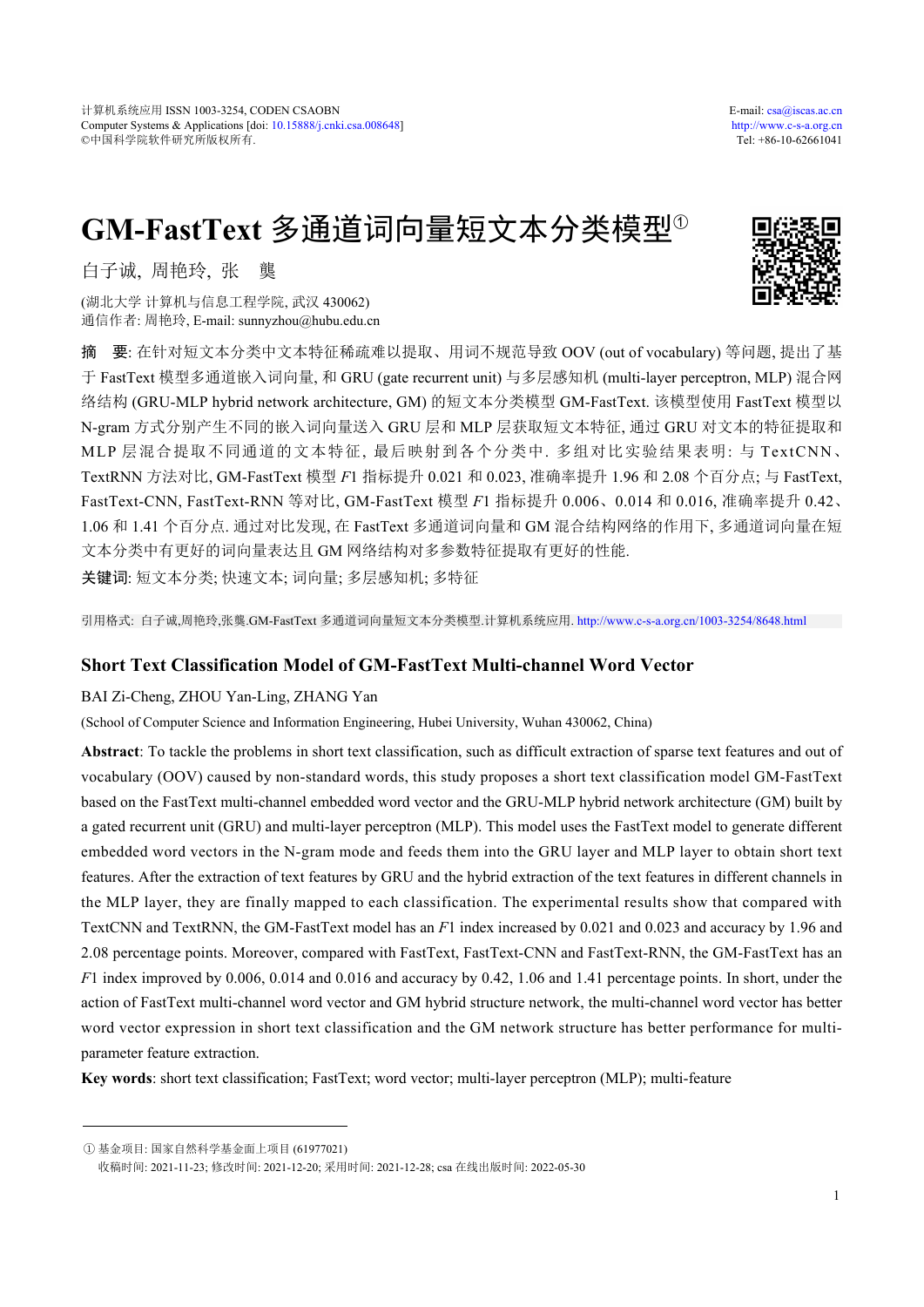# GM-FastText 多通道词向量短文本分类模型①

白子诚, 周艳玲, 张 龑

(湖北大学 计算机与信息工程学院, 武汉 430062)
通信作者: 周艳玲, E-mail: sunnyzhou@hubu.edu.cn

**摘 要**: 在针对短文本分类中文本特征稀疏难以提取、用词不规范导致 OOV (out of vocabulary) 等问题, 提出了基于 FastText 模型多通道嵌入词向量, 和 GRU (gate recurrent unit) 与多层感知机 (multi-layer perceptron, MLP) 混合网络结构 (GRU-MLP hybrid network architecture, GM) 的短文本分类模型 GM-FastText. 该模型使用 FastText 模型以 N-gram 方式分别产生不同的嵌入词向量送入 GRU 层和 MLP 层获取短文本特征, 通过 GRU 对文本的特征提取和 MLP 层混合提取不同通道的文本特征, 最后映射到各个分类中. 多组对比实验结果表明: 与 TextCNN、TextRNN 方法对比, GM-FastText 模型 $F1$ 指标提升 0.021 和 0.023, 准确率提升 1.96 和 2.08 个百分点; 与 FastText, FastText-CNN, FastText-RNN 等对比, GM-FastText 模型 $F1$ 指标提升 0.006、0.014 和 0.016, 准确率提升 0.42、1.06 和 1.41 个百分点. 通过对比发现, 在 FastText 多通道词向量和 GM 混合结构网络的作用下, 多通道词向量在短文本分类中有更好的词向量表达且 GM 网络结构对多参数特征提取有更好的性能.

**关键词**: 短文本分类; 快速文本; 词向量; 多层感知机; 多特征

引用格式: 白子诚,周艳玲,张龑.GM-FastText 多通道词向量短文本分类模型.计算机系统应用. http://www.c-s-a.org.cn/1003-3254/8648.html

## Short Text Classification Model of GM-FastText Multi-channel Word Vector

BAI Zi-Cheng, ZHOU Yan-Ling, ZHANG Yan

(School of Computer Science and Information Engineering, Hubei University, Wuhan 430062, China)

**Abstract**: To tackle the problems in short text classification, such as difficult extraction of sparse text features and out of vocabulary (OOV) caused by non-standard words, this study proposes a short text classification model GM-FastText based on the FastText multi-channel embedded word vector and the GRU-MLP hybrid network architecture (GM) built by a gated recurrent unit (GRU) and multi-layer perceptron (MLP). This model uses the FastText model to generate different embedded word vectors in the N-gram mode and feeds them into the GRU layer and MLP layer to obtain short text features. After the extraction of text features by GRU and the hybrid extraction of the text features in different channels in the MLP layer, they are finally mapped to each classification. The experimental results show that compared with TextCNN and TextRNN, the GM-FastText model has an $F1$ index increased by 0.021 and 0.023 and accuracy by 1.96 and 2.08 percentage points. Moreover, compared with FastText, FastText-CNN and FastText-RNN, the GM-FastText has an $F1$ index improved by 0.006, 0.014 and 0.016 and accuracy by 0.42, 1.06 and 1.41 percentage points. In short, under the action of FastText multi-channel word vector and GM hybrid structure network, the multi-channel word vector has better word vector expression in short text classification and the GM network structure has better performance for multi-parameter feature extraction.

**Key words**: short text classification; FastText; word vector; multi-layer perceptron (MLP); multi-feature

---

① 基金项目: 国家自然科学基金面上项目 (61977021)
收稿时间: 2021-11-23; 修改时间: 2021-12-20; 采用时间: 2021-12-28; csa 在线出版时间: 2022-05-30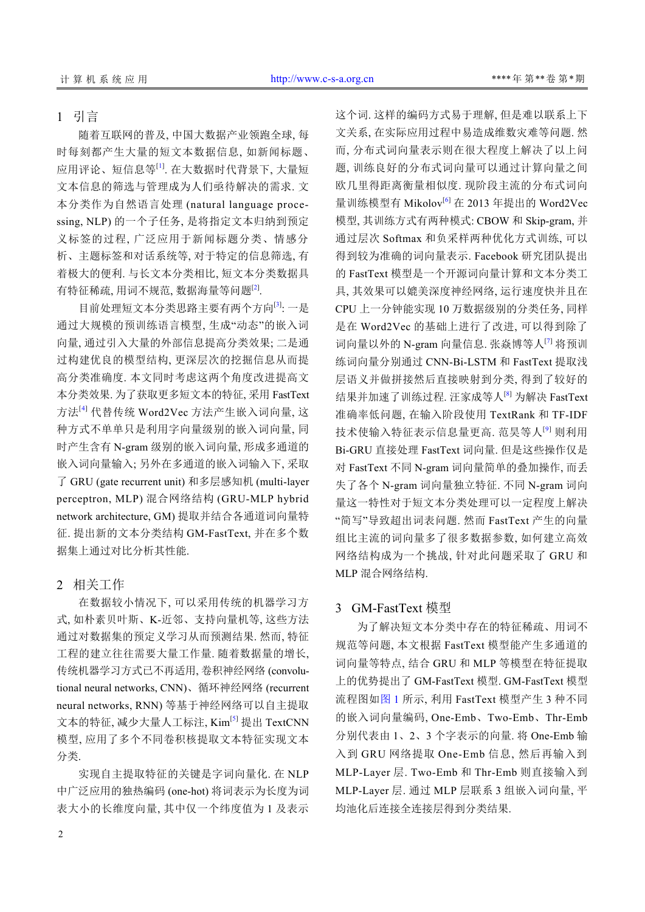## 1 引言

随着互联网的普及, 中国大数据产业领跑全球, 每时每刻都产生大量的短文本数据信息, 如新闻标题、应用评论、短信息等[1]. 在大数据时代背景下, 大量短文本信息的筛选与管理成为人们亟待解决的需求. 文本分类作为自然语言处理 (natural language processing, NLP) 的一个子任务, 是将指定文本归纳到预定义标签的过程, 广泛应用于新闻标题分类、情感分析、主题标签和对话系统等, 对于特定的信息筛选, 有着极大的便利. 与长文本分类相比, 短文本分类数据具有特征稀疏, 用词不规范, 数据海量等问题[2].

目前处理短文本分类思路主要有两个方向[3]: 一是通过大规模的预训练语言模型, 生成"动态"的嵌入词向量, 通过引入大量的外部信息提高分类效果; 二是通过构建优良的模型结构, 更深层次的挖掘信息从而提高分类准确度. 本文同时考虑这两个角度改进提高文本分类效果. 为了获取更多短文本的特征, 采用 FastText 方法[4] 代替传统 Word2Vec 方法产生嵌入词向量, 这种方式不单单只是利用字向量级别的嵌入词向量, 同时产生含有 N-gram 级别的嵌入词向量, 形成多通道的嵌入词向量输入; 另外在多通道的嵌入词输入下, 采取了 GRU (gate recurrent unit) 和多层感知机 (multi-layer perceptron, MLP) 混合网络结构 (GRU-MLP hybrid network architecture, GM) 提取并结合各通道词向量特征. 提出新的文本分类结构 GM-FastText, 并在多个数据集上通过对比分析其性能.

## 2 相关工作

在数据较小情况下, 可以采用传统的机器学习方式, 如朴素贝叶斯、K-近邻、支持向量机等, 这些方法通过对数据集的预定义学习从而预测结果. 然而, 特征工程的建立往往需要大量工作量. 随着数据的增长, 传统机器学习方式已不再适用, 卷积神经网络 (convolutional neural networks, CNN)、循环神经网络 (recurrent neural networks, RNN) 等基于神经网络可以自主提取文本的特征, 减少大量人工标注, Kim[5] 提出 TextCNN 模型, 应用了多个不同卷积核提取文本特征实现文本分类.

实现自主提取特征的关键是字词向量化. 在 NLP 中广泛应用的独热编码 (one-hot) 将词表示为长度为词表大小的长维度向量, 其中仅一个纬度值为 1 及表示这个词. 这样的编码方式易于理解, 但是难以联系上下文关系, 在实际应用过程中易造成维数灾难等问题. 然而, 分布式词向量表示则在很大程度上解决了以上问题, 训练良好的分布式词向量可以通过计算向量之间欧几里得距离衡量相似度. 现阶段主流的分布式词向量训练模型有 Mikolov[6] 在 2013 年提出的 Word2Vec 模型, 其训练方式有两种模式: CBOW 和 Skip-gram, 并通过层次 Softmax 和负采样两种优化方式训练, 可以得到较为准确的词向量表示. Facebook 研究团队提出的 FastText 模型是一个开源词向量计算和文本分类工具, 其效果可以媲美深度神经网络, 运行速度快并且在 CPU 上一分钟能实现 10 万数据级别的分类任务, 同样是在 Word2Vec 的基础上进行了改进, 可以得到除了词向量以外的 N-gram 向量信息. 张焱博等人[7] 将预训练词向量分别通过 CNN-Bi-LSTM 和 FastText 提取浅层语义并做拼接然后直接映射到分类, 得到了较好的结果并加速了训练过程. 汪家成等人[8] 为解决 FastText 准确率低问题, 在输入阶段使用 TextRank 和 TF-IDF 技术使输入特征表示信息量更高. 范昊等人[9] 则利用 Bi-GRU 直接处理 FastText 词向量. 但是这些操作仅是对 FastText 不同 N-gram 词向量简单的叠加操作, 而丢失了各个 N-gram 词向量独立特征. 不同 N-gram 词向量这一特性对于短文本分类处理可以一定程度上解决"简写"导致超出词表问题. 然而 FastText 产生的向量组比主流的词向量多了很多数据参数, 如何建立高效网络结构成为一个挑战, 针对此问题采取了 GRU 和 MLP 混合网络结构.

## 3 GM-FastText 模型

为了解决短文本分类中存在的特征稀疏、用词不规范等问题, 本文根据 FastText 模型能产生多通道的词向量等特点, 结合 GRU 和 MLP 等模型在特征提取上的优势提出了 GM-FastText 模型. GM-FastText 模型流程图如图 1 所示, 利用 FastText 模型产生 3 种不同的嵌入词向量编码, One-Emb、Two-Emb、Thr-Emb 分别代表由 1、2、3 个字表示的向量. 将 One-Emb 输入到 GRU 网络提取 One-Emb 信息, 然后再输入到 MLP-Layer 层. Two-Emb 和 Thr-Emb 则直接输入到 MLP-Layer 层. 通过 MLP 层联系 3 组嵌入词向量, 平均池化后连接全连接层得到分类结果.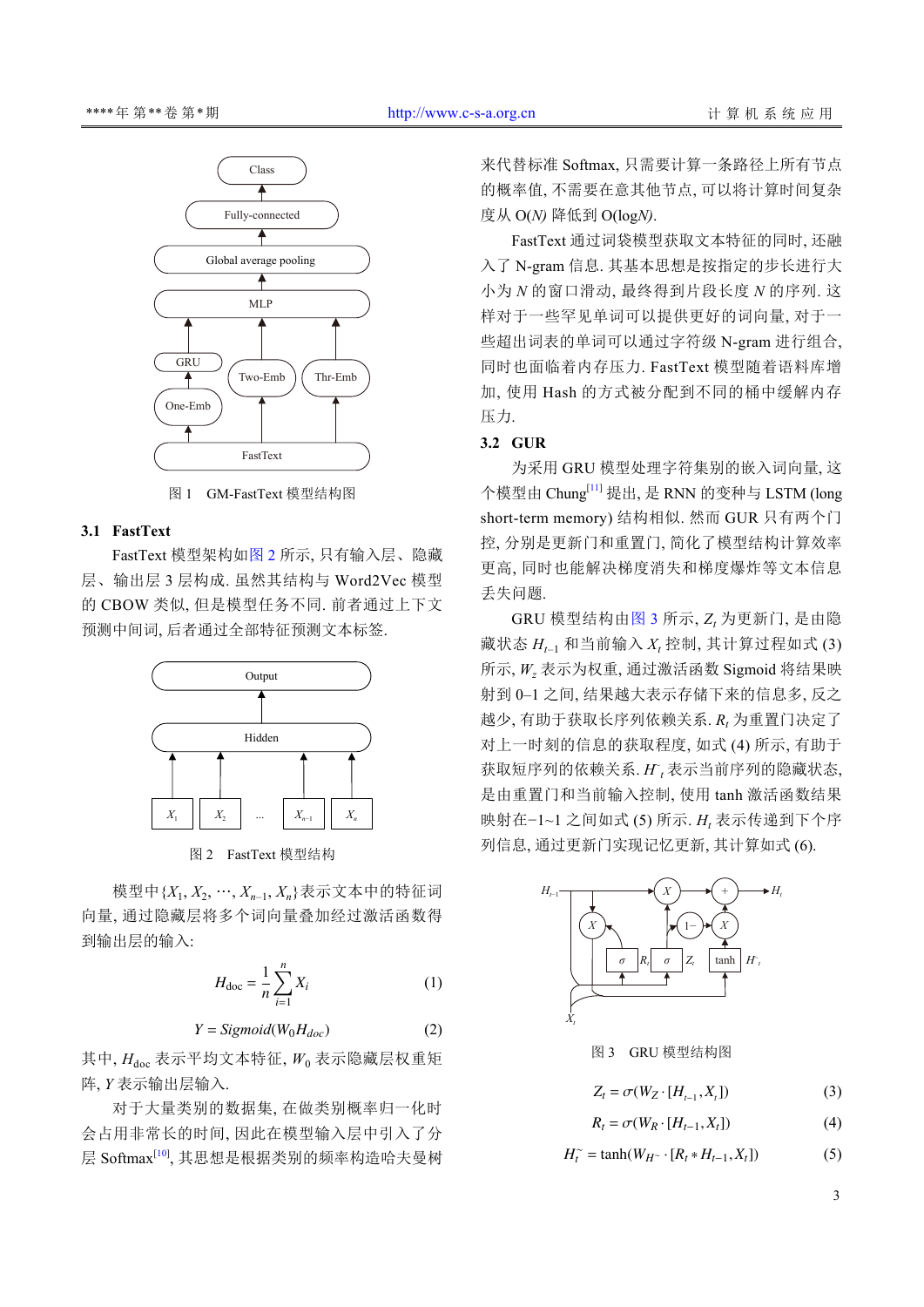图 1 GM-FastText 模型结构图

### 3.1 FastText

FastText 模型架构如图 2 所示, 只有输入层、隐藏层、输出层 3 层构成. 虽然其结构与 Word2Vec 模型的 CBOW 类似, 但是模型任务不同. 前者通过上下文预测中间词, 后者通过全部特征预测文本标签.

图 2 FastText 模型结构

模型中$\{X_1, X_2, \cdots, X_{n-1}, X_n\}$表示文本中的特征词向量, 通过隐藏层将多个词向量叠加经过激活函数得到输出层的输入:

$$H_{\text{doc}} = \frac{1}{n}\sum_{i=1}^{n} X_i \tag{1}$$

$$Y = Sigmoid(W_0 H_{doc}) \tag{2}$$

其中, $H_{\text{doc}}$ 表示平均文本特征, $W_0$ 表示隐藏层权重矩阵, $Y$ 表示输出层输入.

对于大量类别的数据集, 在做类别概率归一化时会占用非常长的时间, 因此在模型输入层中引入了分层 Softmax[10], 其思想是根据类别的频率构造哈夫曼树来代替标准 Softmax, 只需要计算一条路径上所有节点的概率值, 不需要在意其他节点, 可以将计算时间复杂度从 $O(N)$ 降低到 $O(\log N)$.

FastText 通过词袋模型获取文本特征的同时, 还融入了 N-gram 信息. 其基本思想是按指定的步长进行大小为 $N$ 的窗口滑动, 最终得到片段长度 $N$ 的序列. 这样对于一些罕见单词可以提供更好的词向量, 对于一些超出词表的单词可以通过字符级 N-gram 进行组合, 同时也面临着内存压力. FastText 模型随着语料库增加, 使用 Hash 的方式被分配到不同的桶中缓解内存压力.

### 3.2 GUR

为采用 GRU 模型处理字符集别的嵌入词向量, 这个模型由 Chung[11] 提出, 是 RNN 的变种与 LSTM (long short-term memory) 结构相似. 然而 GUR 只有两个门控, 分别是更新门和重置门, 简化了模型结构计算效率更高, 同时也能解决梯度消失和梯度爆炸等文本信息丢失问题.

GRU 模型结构由图 3 所示, $Z_t$ 为更新门, 是由隐藏状态 $H_{t-1}$ 和当前输入 $X_t$ 控制, 其计算过程如式 (3) 所示, $W_z$ 表示为权重, 通过激活函数 Sigmoid 将结果映射到 0–1 之间, 结果越大表示存储下来的信息越多, 反之越少, 有助于获取长序列依赖关系. $R_t$ 为重置门决定了对上一时刻的信息的获取程度, 如式 (4) 所示, 有助于获取短序列的依赖关系. $H^{\sim}_t$ 表示当前序列的隐藏状态, 是由重置门和当前输入控制, 使用 tanh 激活函数结果映射在−1~1 之间如式 (5) 所示. $H_t$ 表示传递到下个序列信息, 通过更新门实现记忆更新, 其计算如式 (6).

图 3 GRU 模型结构图

$$Z_t = \sigma(W_Z \cdot [H_{t-1}, X_t]) \tag{3}$$

$$R_t = \sigma(W_R \cdot [H_{t-1}, X_t]) \tag{4}$$

$$H^{\sim}_t = \tanh(W_{H^{\sim}} \cdot [R_t * H_{t-1}, X_t]) \tag{5}$$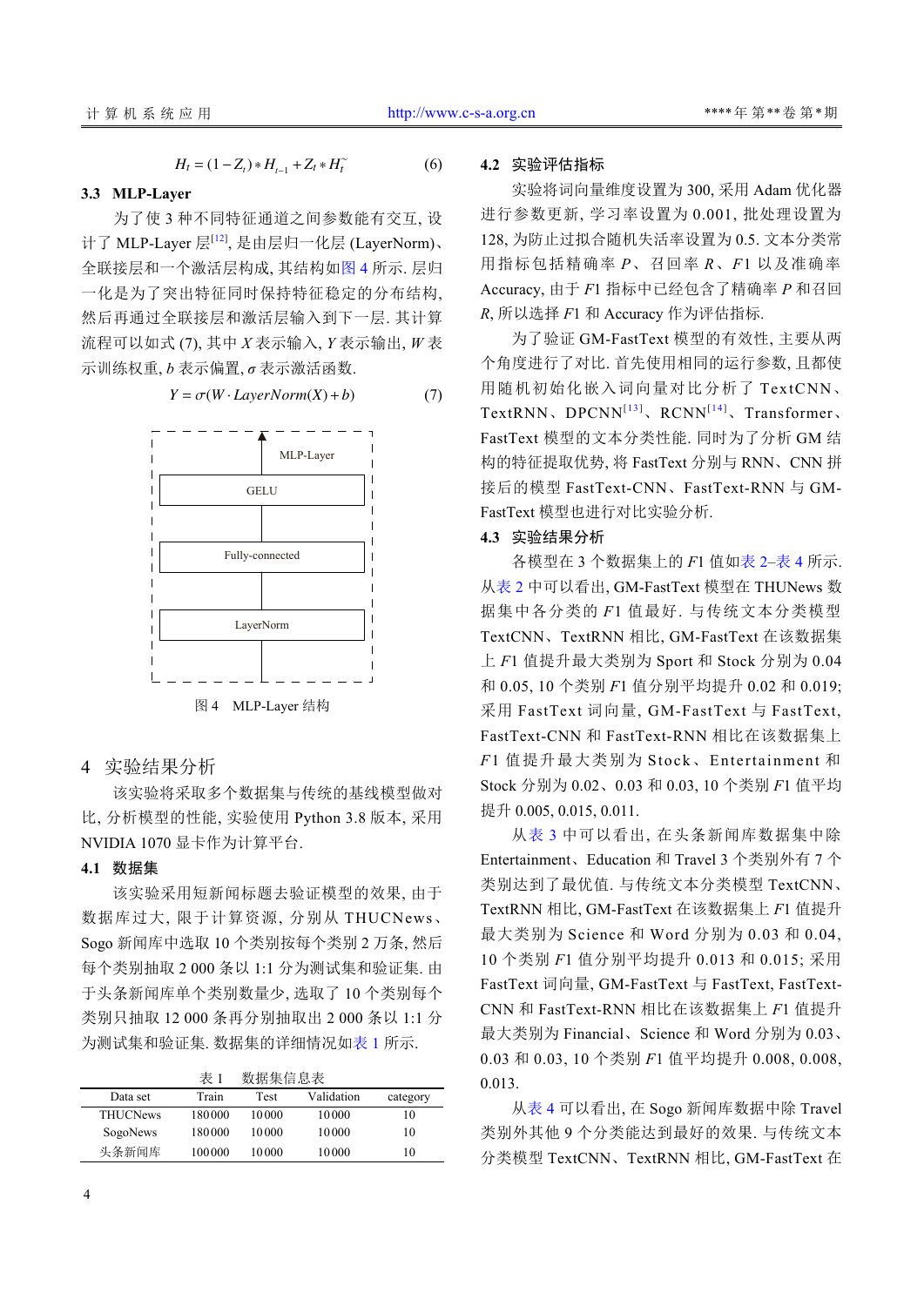$$H_t = (1 - Z_t) * H_{t-1} + Z_t * \tilde{H_t} \tag{6}$$

### 3.3 MLP-Layer

为了使 3 种不同特征通道之间参数能有交互, 设计了 MLP-Layer 层[12], 是由层归一化层 (LayerNorm)、全联接层和一个激活层构成, 其结构如图 4 所示. 层归一化是为了突出特征同时保持特征稳定的分布结构, 然后再通过全联接层和激活层输入到下一层. 其计算流程可以如式 (7), 其中 $X$ 表示输入, $Y$ 表示输出, $W$ 表示训练权重, $b$ 表示偏置, $\sigma$ 表示激活函数.

$$Y = \sigma(W \cdot LayerNorm(X) + b) \tag{7}$$

MLP-Layer
GELU
Fully-connected
LayerNorm

图 4 MLP-Layer 结构

## 4 实验结果分析

该实验将采取多个数据集与传统的基线模型做对比, 分析模型的性能, 实验使用 Python 3.8 版本, 采用 NVIDIA 1070 显卡作为计算平台.

### 4.1 数据集

该实验采用短新闻标题去验证模型的效果, 由于数据库过大, 限于计算资源, 分别从 THUCNews、Sogo 新闻库中选取 10 个类别按每个类别 2 万条, 然后每个类别抽取 2 000 条以 1:1 分为测试集和验证集. 由于头条新闻库单个类别数量少, 选取了 10 个类别每个类别只抽取 12 000 条再分别抽取出 2 000 条以 1:1 分为测试集和验证集. 数据集的详细情况如表 1 所示.

表 1 数据集信息表

| Data set | Train | Test | Validation | category |
|---|---|---|---|---|
| THUCNews | 180000 | 10000 | 10000 | 10 |
| SogoNews | 180000 | 10000 | 10000 | 10 |
| 头条新闻库 | 100000 | 10000 | 10000 | 10 |

### 4.2 实验评估指标

实验将词向量维度设置为 300, 采用 Adam 优化器进行参数更新, 学习率设置为 0.001, 批处理设置为 128, 为防止过拟合随机失活率设置为 0.5. 文本分类常用指标包括精确率 $P$、召回率 $R$、$F1$ 以及准确率 Accuracy, 由于 $F1$ 指标中已经包含了精确率 $P$ 和召回 $R$, 所以选择 $F1$ 和 Accuracy 作为评估指标.

为了验证 GM-FastText 模型的有效性, 主要从两个角度进行了对比. 首先使用相同的运行参数, 且都使用随机初始化嵌入词向量对比分析了 TextCNN、TextRNN、DPCNN[13]、RCNN[14]、Transformer、FastText 模型的文本分类性能. 同时为了分析 GM 结构的特征提取优势, 将 FastText 分别与 RNN、CNN 拼接后的模型 FastText-CNN、FastText-RNN 与 GM-FastText 模型也进行对比实验分析.

### 4.3 实验结果分析

各模型在 3 个数据集上的 $F1$ 值如表 2–表 4 所示. 从表 2 中可以看出, GM-FastText 模型在 THUNews 数据集中各分类的 $F1$ 值最好. 与传统文本分类模型 TextCNN、TextRNN 相比, GM-FastText 在该数据集上 $F1$ 值提升最大类别为 Sport 和 Stock 分别为 0.04 和 0.05, 10 个类别 $F1$ 值分别平均提升 0.02 和 0.019; 采用 FastText 词向量, GM-FastText 与 FastText, FastText-CNN 和 FastText-RNN 相比在该数据集上 $F1$ 值提升最大类别为 Stock、Entertainment 和 Stock 分别为 0.02、0.03 和 0.03, 10 个类别 $F1$ 值平均提升 0.005, 0.015, 0.011.

从表 3 中可以看出, 在头条新闻库数据集中除 Entertainment、Education 和 Travel 3 个类别外有 7 个类别达到了最优值. 与传统文本分类模型 TextCNN、TextRNN 相比, GM-FastText 在该数据集上 $F1$ 值提升最大类别为 Science 和 Word 分别为 0.03 和 0.04, 10 个类别 $F1$ 值分别平均提升 0.013 和 0.015; 采用 FastText 词向量, GM-FastText 与 FastText, FastText-CNN 和 FastText-RNN 相比在该数据集上 $F1$ 值提升最大类别为 Financial、Science 和 Word 分别为 0.03、0.03 和 0.03, 10 个类别 $F1$ 值平均提升 0.008, 0.008, 0.013.

从表 4 可以看出, 在 Sogo 新闻库数据中除 Travel 类别外其他 9 个分类能达到最好的效果. 与传统文本分类模型 TextCNN、TextRNN 相比, GM-FastText 在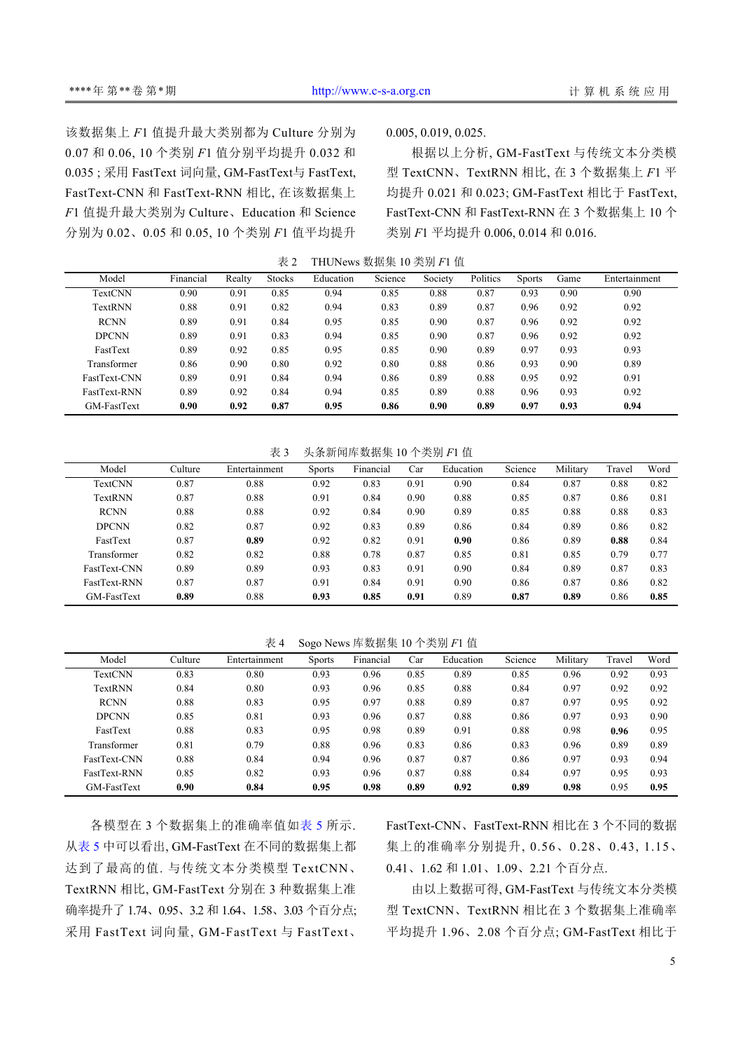该数据集上 $F1$ 值提升最大类别都为 Culture 分别为 0.07 和 0.06, 10 个类别 $F1$ 值分别平均提升 0.032 和 0.035 ; 采用 FastText 词向量, GM-FastText与 FastText, FastText-CNN 和 FastText-RNN 相比, 在该数据集上 $F1$ 值提升最大类别为 Culture、Education 和 Science 分别为 0.02、0.05 和 0.05, 10 个类别 $F1$ 值平均提升 0.005, 0.019, 0.025.

根据以上分析, GM-FastText 与传统文本分类模型 TextCNN、TextRNN 相比, 在 3 个数据集上 $F1$ 平均提升 0.021 和 0.023; GM-FastText 相比于 FastText, FastText-CNN 和 FastText-RNN 在 3 个数据集上 10 个类别 $F1$ 平均提升 0.006, 0.014 和 0.016.

表 2　THUNews 数据集 10 类别 $F1$ 值

| Model | Financial | Realty | Stocks | Education | Science | Society | Politics | Sports | Game | Entertainment |
|---|---|---|---|---|---|---|---|---|---|---|
| TextCNN | 0.90 | 0.91 | 0.85 | 0.94 | 0.85 | 0.88 | 0.87 | 0.93 | 0.90 | 0.90 |
| TextRNN | 0.88 | 0.91 | 0.82 | 0.94 | 0.83 | 0.89 | 0.87 | 0.96 | 0.92 | 0.92 |
| RCNN | 0.89 | 0.91 | 0.84 | 0.95 | 0.85 | 0.90 | 0.87 | 0.96 | 0.92 | 0.92 |
| DPCNN | 0.89 | 0.91 | 0.83 | 0.94 | 0.85 | 0.90 | 0.87 | 0.96 | 0.92 | 0.92 |
| FastText | 0.89 | 0.92 | 0.85 | 0.95 | 0.85 | 0.90 | 0.89 | 0.97 | 0.93 | 0.93 |
| Transformer | 0.86 | 0.90 | 0.80 | 0.92 | 0.80 | 0.88 | 0.86 | 0.93 | 0.90 | 0.89 |
| FastText-CNN | 0.89 | 0.91 | 0.84 | 0.94 | 0.86 | 0.89 | 0.88 | 0.95 | 0.92 | 0.91 |
| FastText-RNN | 0.89 | 0.92 | 0.84 | 0.94 | 0.85 | 0.89 | 0.88 | 0.96 | 0.93 | 0.92 |
| GM-FastText | **0.90** | **0.92** | **0.87** | **0.95** | **0.86** | **0.90** | **0.89** | **0.97** | **0.93** | **0.94** |

表 3　头条新闻库数据集 10 个类别 $F1$ 值

| Model | Culture | Entertainment | Sports | Financial | Car | Education | Science | Military | Travel | Word |
|---|---|---|---|---|---|---|---|---|---|---|
| TextCNN | 0.87 | 0.88 | 0.92 | 0.83 | 0.91 | 0.90 | 0.84 | 0.87 | 0.88 | 0.82 |
| TextRNN | 0.87 | 0.88 | 0.91 | 0.84 | 0.90 | 0.88 | 0.85 | 0.87 | 0.86 | 0.81 |
| RCNN | 0.88 | 0.88 | 0.92 | 0.84 | 0.90 | 0.89 | 0.85 | 0.88 | 0.88 | 0.83 |
| DPCNN | 0.82 | 0.87 | 0.92 | 0.83 | 0.89 | 0.86 | 0.84 | 0.89 | 0.86 | 0.82 |
| FastText | 0.87 | **0.89** | 0.92 | 0.82 | 0.91 | **0.90** | 0.86 | 0.89 | **0.88** | 0.84 |
| Transformer | 0.82 | 0.82 | 0.88 | 0.78 | 0.87 | 0.85 | 0.81 | 0.85 | 0.79 | 0.77 |
| FastText-CNN | 0.89 | 0.89 | 0.93 | 0.83 | 0.91 | 0.90 | 0.84 | 0.89 | 0.87 | 0.83 |
| FastText-RNN | 0.87 | 0.87 | 0.91 | 0.84 | 0.91 | 0.90 | 0.86 | 0.87 | 0.86 | 0.82 |
| GM-FastText | **0.89** | 0.88 | **0.93** | **0.85** | **0.91** | 0.89 | **0.87** | **0.89** | 0.86 | **0.85** |

表 4　Sogo News 库数据集 10 个类别 $F1$ 值

| Model | Culture | Entertainment | Sports | Financial | Car | Education | Science | Military | Travel | Word |
|---|---|---|---|---|---|---|---|---|---|---|
| TextCNN | 0.83 | 0.80 | 0.93 | 0.96 | 0.85 | 0.89 | 0.85 | 0.96 | 0.92 | 0.93 |
| TextRNN | 0.84 | 0.80 | 0.93 | 0.96 | 0.85 | 0.88 | 0.84 | 0.97 | 0.92 | 0.92 |
| RCNN | 0.88 | 0.83 | 0.95 | 0.97 | 0.88 | 0.89 | 0.87 | 0.97 | 0.95 | 0.92 |
| DPCNN | 0.85 | 0.81 | 0.93 | 0.96 | 0.87 | 0.88 | 0.86 | 0.97 | 0.93 | 0.90 |
| FastText | 0.88 | 0.83 | 0.95 | 0.98 | 0.89 | 0.91 | 0.88 | 0.98 | **0.96** | 0.95 |
| Transformer | 0.81 | 0.79 | 0.88 | 0.96 | 0.83 | 0.86 | 0.83 | 0.96 | 0.89 | 0.89 |
| FastText-CNN | 0.88 | 0.84 | 0.94 | 0.96 | 0.87 | 0.87 | 0.86 | 0.97 | 0.93 | 0.94 |
| FastText-RNN | 0.85 | 0.82 | 0.93 | 0.96 | 0.87 | 0.88 | 0.84 | 0.97 | 0.95 | 0.93 |
| GM-FastText | **0.90** | **0.84** | **0.95** | **0.98** | **0.89** | **0.92** | **0.89** | **0.98** | 0.95 | **0.95** |

各模型在 3 个数据集上的准确率值如表 5 所示. 从表 5 中可以看出, GM-FastText 在不同的数据集上都达到了最高的值. 与传统文本分类模型 TextCNN、TextRNN 相比, GM-FastText 分别在 3 种数据集上准确率提升了 1.74、0.95、3.2 和 1.64、1.58、3.03 个百分点; 采用 FastText 词向量, GM-FastText 与 FastText、FastText-CNN、FastText-RNN 相比在 3 个不同的数据集上的准确率分别提升, 0.56、0.28、0.43, 1.15、0.41、1.62 和 1.01、1.09、2.21 个百分点.

由以上数据可得, GM-FastText 与传统文本分类模型 TextCNN、TextRNN 相比在 3 个数据集上准确率平均提升 1.96、2.08 个百分点; GM-FastText 相比于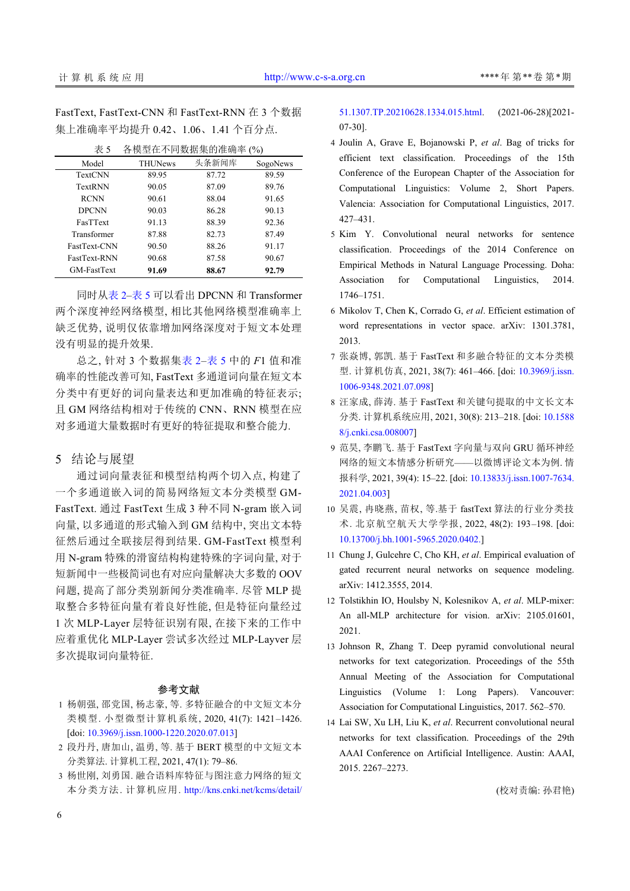FastText, FastText-CNN 和 FastText-RNN 在 3 个数据集上准确率平均提升 0.42、1.06、1.41 个百分点.

表 5　各模型在不同数据集的准确率 (%)

| Model | THUNews | 头条新闻库 | SogoNews |
|---|---|---|---|
| TextCNN | 89.95 | 87.72 | 89.59 |
| TextRNN | 90.05 | 87.09 | 89.76 |
| RCNN | 90.61 | 88.04 | 91.65 |
| DPCNN | 90.03 | 86.28 | 90.13 |
| FasTText | 91.13 | 88.39 | 92.36 |
| Transformer | 87.88 | 82.73 | 87.49 |
| FastText-CNN | 90.50 | 88.26 | 91.17 |
| FastText-RNN | 90.68 | 87.58 | 90.67 |
| GM-FastText | **91.69** | **88.67** | **92.79** |

同时从表 2–表 5 可以看出 DPCNN 和 Transformer 两个深度神经网络模型, 相比其他网络模型准确率上缺乏优势, 说明仅依靠增加网络深度对于短文本处理没有明显的提升效果.

总之, 针对 3 个数据集表 2–表 5 中的 $F1$ 值和准确率的性能改善可知, FastText 多通道词向量在短文本分类中有更好的词向量表达和更加准确的特征表示; 且 GM 网络结构相对于传统的 CNN、RNN 模型在应对多通道大量数据时有更好的特征提取和整合能力.

## 5　结论与展望

通过词向量表征和模型结构两个切入点, 构建了一个多通道嵌入词的简易网络短文本分类模型 GM-FastText. 通过 FastText 生成 3 种不同 N-gram 嵌入词向量, 以多通道的形式输入到 GM 结构中, 突出文本特征然后通过全联接层得到结果. GM-FastText 模型利用 N-gram 特殊的滑窗结构构建特殊的字词向量, 对于短新闻中一些极简词也有对应向量解决大多数的 OOV 问题, 提高了部分类别新闻分类准确率. 尽管 MLP 提取整合多特征向量有着良好性能, 但是特征向量经过 1 次 MLP-Layer 层特征识别有限, 在接下来的工作中应着重优化 MLP-Layer 尝试多次经过 MLP-Layver 层多次提取词向量特征.

### 参考文献

1 杨朝强, 邵党国, 杨志豪, 等. 多特征融合的中文短文本分类模型. 小型微型计算机系统, 2020, 41(7): 1421–1426. [doi: 10.3969/j.issn.1000-1220.2020.07.013]

2 段丹丹, 唐加山, 温勇, 等. 基于 BERT 模型的中文短文本分类算法. 计算机工程, 2021, 47(1): 79–86.

3 杨世刚, 刘勇国. 融合语料库特征与图注意力网络的短文本分类方法. 计算机应用. http://kns.cnki.net/kcms/detail/51.1307.TP.20210628.1334.015.html. (2021-06-28)[2021-07-30].

4 Joulin A, Grave E, Bojanowski P, *et al*. Bag of tricks for efficient text classification. Proceedings of the 15th Conference of the European Chapter of the Association for Computational Linguistics: Volume 2, Short Papers. Valencia: Association for Computational Linguistics, 2017. 427–431.

5 Kim Y. Convolutional neural networks for sentence classification. Proceedings of the 2014 Conference on Empirical Methods in Natural Language Processing. Doha: Association for Computational Linguistics, 2014. 1746–1751.

6 Mikolov T, Chen K, Corrado G, *et al*. Efficient estimation of word representations in vector space. arXiv: 1301.3781, 2013.

7 张焱博, 郭凯. 基于 FastText 和多融合特征的文本分类模型. 计算机仿真, 2021, 38(7): 461–466. [doi: 10.3969/j.issn.1006-9348.2021.07.098]

8 汪家成, 薛涛. 基于 FastText 和关键句提取的中文长文本分类. 计算机系统应用, 2021, 30(8): 213–218. [doi: 10.15888/j.cnki.csa.008007]

9 范昊, 李鹏飞. 基于 FastText 字向量与双向 GRU 循环神经网络的短文本情感分析研究——以微博评论文本为例. 情报科学, 2021, 39(4): 15–22. [doi: 10.13833/j.issn.1007-7634.2021.04.003]

10 吴震, 冉晓燕, 苗权, 等.基于 fastText 算法的行业分类技术. 北京航空航天大学学报, 2022, 48(2): 193–198. [doi: 10.13700/j.bh.1001-5965.2020.0402.]

11 Chung J, Gulcehre C, Cho KH, *et al*. Empirical evaluation of gated recurrent neural networks on sequence modeling. arXiv: 1412.3555, 2014.

12 Tolstikhin IO, Houlsby N, Kolesnikov A, *et al*. MLP-mixer: An all-MLP architecture for vision. arXiv: 2105.01601, 2021.

13 Johnson R, Zhang T. Deep pyramid convolutional neural networks for text categorization. Proceedings of the 55th Annual Meeting of the Association for Computational Linguistics (Volume 1: Long Papers). Vancouver: Association for Computational Linguistics, 2017. 562–570.

14 Lai SW, Xu LH, Liu K, *et al*. Recurrent convolutional neural networks for text classification. Proceedings of the 29th AAAI Conference on Artificial Intelligence. Austin: AAAI, 2015. 2267–2273.

(校对责编: 孙君艳)